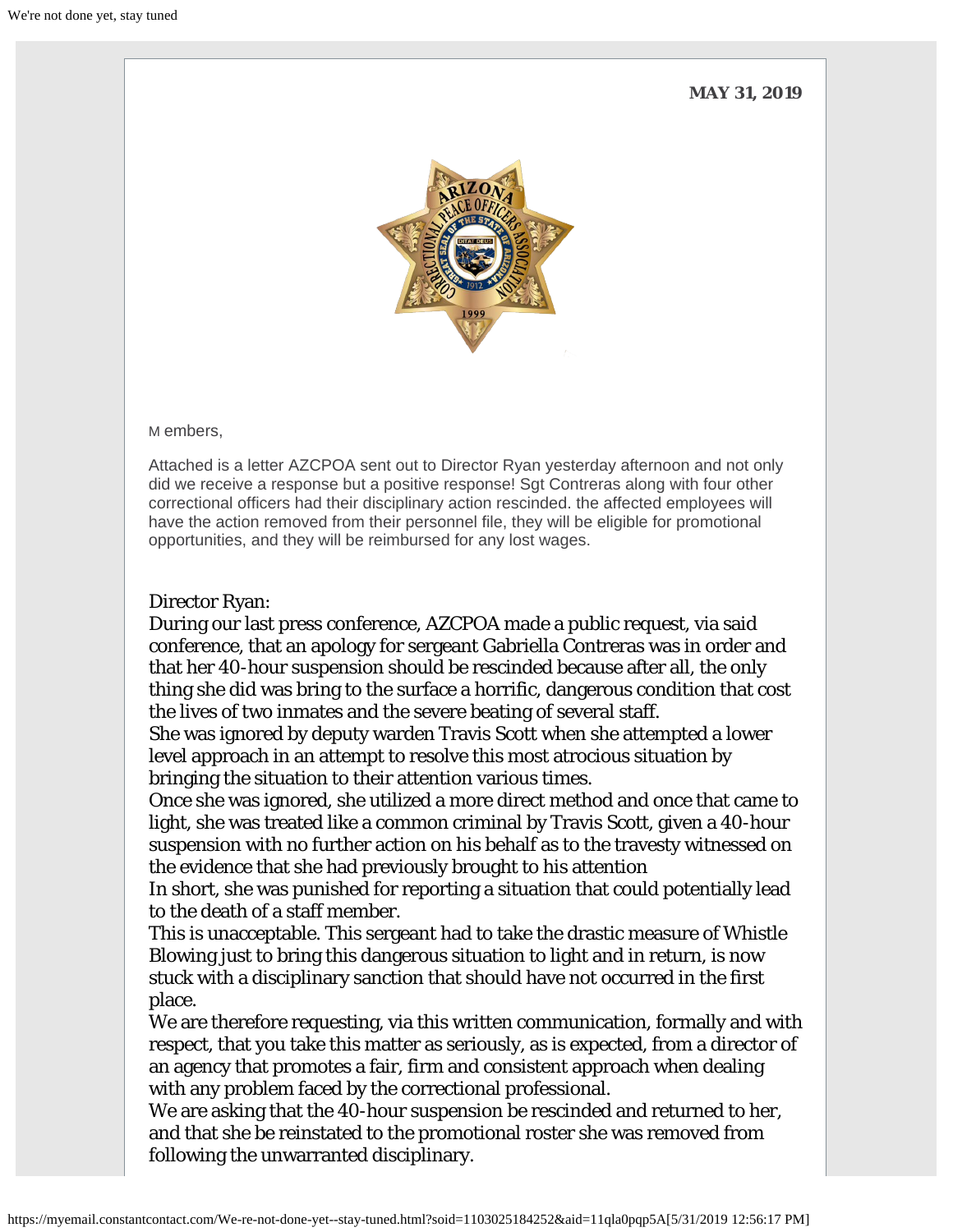**MAY 31, 2019**

Members,

Attached is a letter AZCPOA sent out to Director Ryan yesterday afternoon and not only did we receive a response but a positive response! Sgt Contreras along with four other correctional officers had their disciplinary action rescinded. the affected employees will have the action removed from their personnel file, they will be eligible for promotional opportunities, and they will be reimbursed for any lost wages.

Director Ryan:

During our last press conference, AZCPOA made a public request, via said conference, that an apology for sergeant Gabriella Contreras was in order and that her 40-hour suspension should be rescinded because after all, the only thing she did was bring to the surface a horrific, dangerous condition that cost the lives of two inmates and the severe beating of several staff.

She was ignored by deputy warden Travis Scott when she attempted a lower level approach in an attempt to resolve this most atrocious situation by bringing the situation to their attention various times.

Once she was ignored, she utilized a more direct method and once that came to light, she was treated like a common criminal by Travis Scott, given a 40-hour suspension with no further action on his behalf as to the travesty witnessed on the evidence that she had previously brought to his attention

In short, she was punished for reporting a situation that could potentially lead to the death of a staff member.

This is unacceptable. This sergeant had to take the drastic measure of Whistle Blowing just to bring this dangerous situation to light and in return, is now stuck with a disciplinary sanction that should have not occurred in the first place.

We are therefore requesting, via this written communication, formally and with respect, that you take this matter as seriously, as is expected, from a director of an agency that promotes a fair, firm and consistent approach when dealing with any problem faced by the correctional professional.

We are asking that the 40-hour suspension be rescinded and returned to her, and that she be reinstated to the promotional roster she was removed from following the unwarranted disciplinary.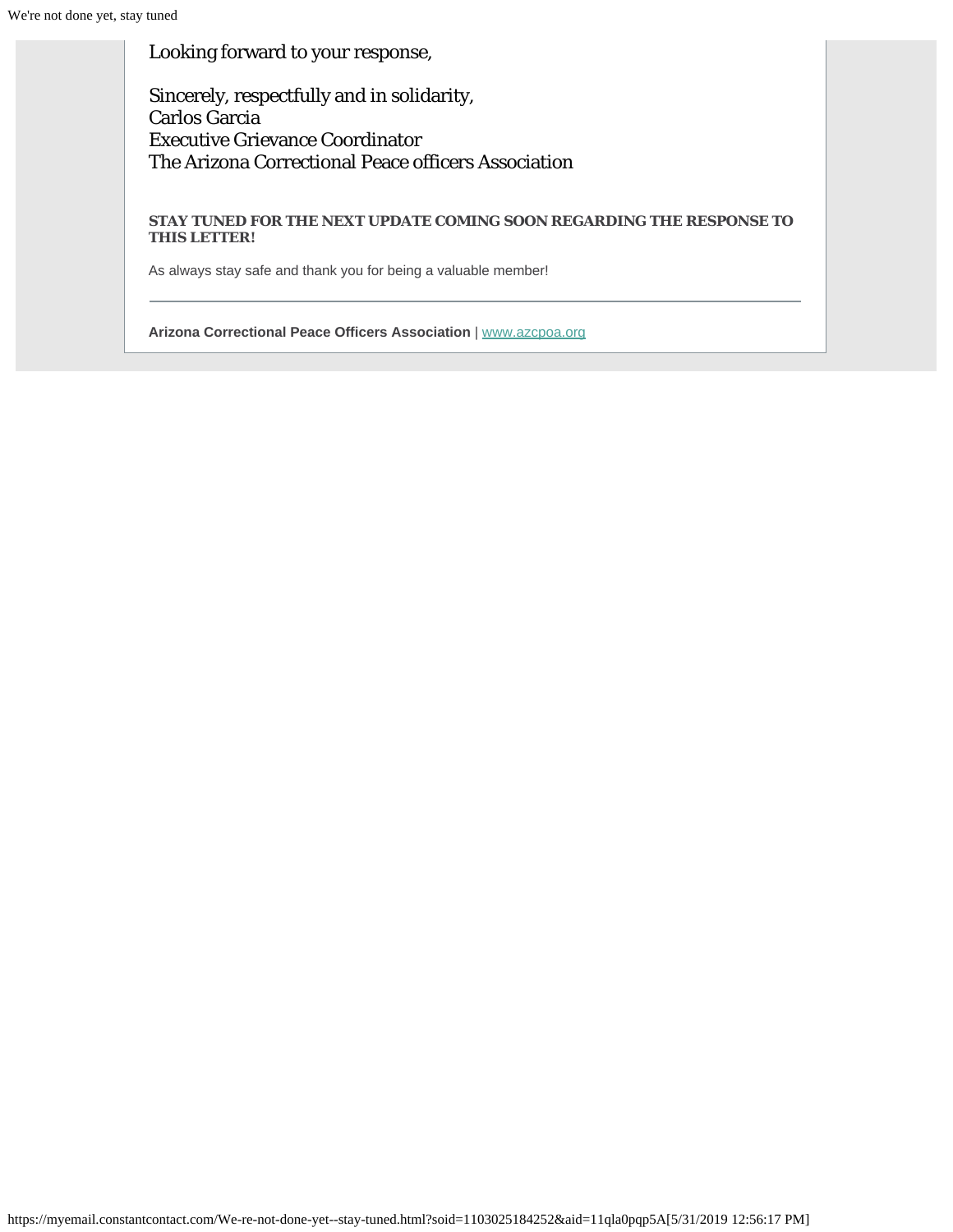Looking forward to your response,

Sincerely, respectfully and in solidarity,
Carlos Garcia
Executive Grievance Coordinator
The Arizona Correctional Peace officers Association

**STAY TUNED FOR THE NEXT UPDATE COMING SOON REGARDING THE RESPONSE TO THIS LETTER!**

As always stay safe and thank you for being a valuable member!

---

**Arizona Correctional Peace Officers Association** | www.azcpoa.org